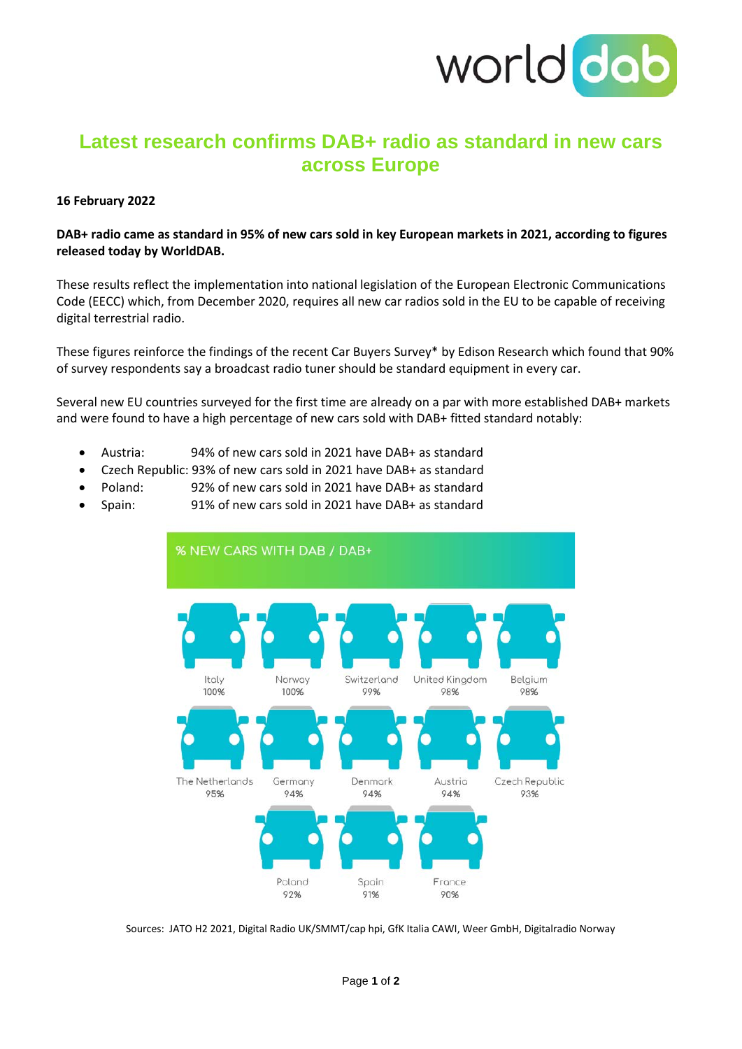# Latest research confirms DAB+ radio as standard in new cars across Europe

**16 February 2022**

**DAB+ radio came as standard in 95% of new cars sold in key European markets in 2021, according to figures released today by WorldDAB.**

These results reflect the implementation into national legislation of the European Electronic Communications Code (EECC) which, from December 2020, requires all new car radios sold in the EU to be capable of receiving digital terrestrial radio.

These figures reinforce the findings of the recent Car Buyers Survey* by Edison Research which found that 90% of survey respondents say a broadcast radio tuner should be standard equipment in every car.

Several new EU countries surveyed for the first time are already on a par with more established DAB+ markets and were found to have a high percentage of new cars sold with DAB+ fitted standard notably:

- Austria: 94% of new cars sold in 2021 have DAB+ as standard
- Czech Republic: 93% of new cars sold in 2021 have DAB+ as standard
- Poland: 92% of new cars sold in 2021 have DAB+ as standard
- Spain: 91% of new cars sold in 2021 have DAB+ as standard

**% NEW CARS WITH DAB / DAB+**

| Country | % |
| --- | --- |
| Italy | 100% |
| Norway | 100% |
| Switzerland | 99% |
| United Kingdom | 98% |
| Belgium | 98% |
| The Netherlands | 95% |
| Germany | 94% |
| Denmark | 94% |
| Austria | 94% |
| Czech Republic | 93% |
| Poland | 92% |
| Spain | 91% |
| France | 90% |

Sources: JATO H2 2021, Digital Radio UK/SMMT/cap hpi, GfK Italia CAWI, Weer GmbH, Digitalradio Norway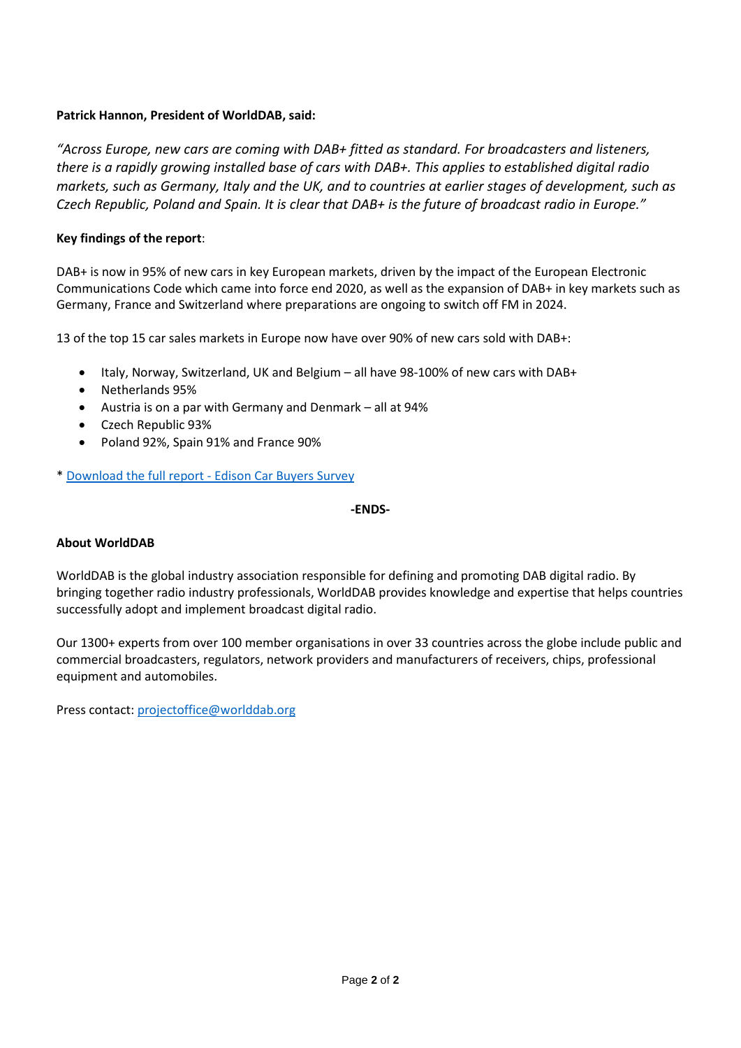**Patrick Hannon, President of WorldDAB, said:**

*"Across Europe, new cars are coming with DAB+ fitted as standard. For broadcasters and listeners, there is a rapidly growing installed base of cars with DAB+. This applies to established digital radio markets, such as Germany, Italy and the UK, and to countries at earlier stages of development, such as Czech Republic, Poland and Spain. It is clear that DAB+ is the future of broadcast radio in Europe."*

**Key findings of the report**:

DAB+ is now in 95% of new cars in key European markets, driven by the impact of the European Electronic Communications Code which came into force end 2020, as well as the expansion of DAB+ in key markets such as Germany, France and Switzerland where preparations are ongoing to switch off FM in 2024.

13 of the top 15 car sales markets in Europe now have over 90% of new cars sold with DAB+:

- Italy, Norway, Switzerland, UK and Belgium – all have 98-100% of new cars with DAB+
- Netherlands 95%
- Austria is on a par with Germany and Denmark – all at 94%
- Czech Republic 93%
- Poland 92%, Spain 91% and France 90%

* [Download the full report - Edison Car Buyers Survey]

**-ENDS-**

**About WorldDAB**

WorldDAB is the global industry association responsible for defining and promoting DAB digital radio. By bringing together radio industry professionals, WorldDAB provides knowledge and expertise that helps countries successfully adopt and implement broadcast digital radio.

Our 1300+ experts from over 100 member organisations in over 33 countries across the globe include public and commercial broadcasters, regulators, network providers and manufacturers of receivers, chips, professional equipment and automobiles.

Press contact: projectoffice@worlddab.org